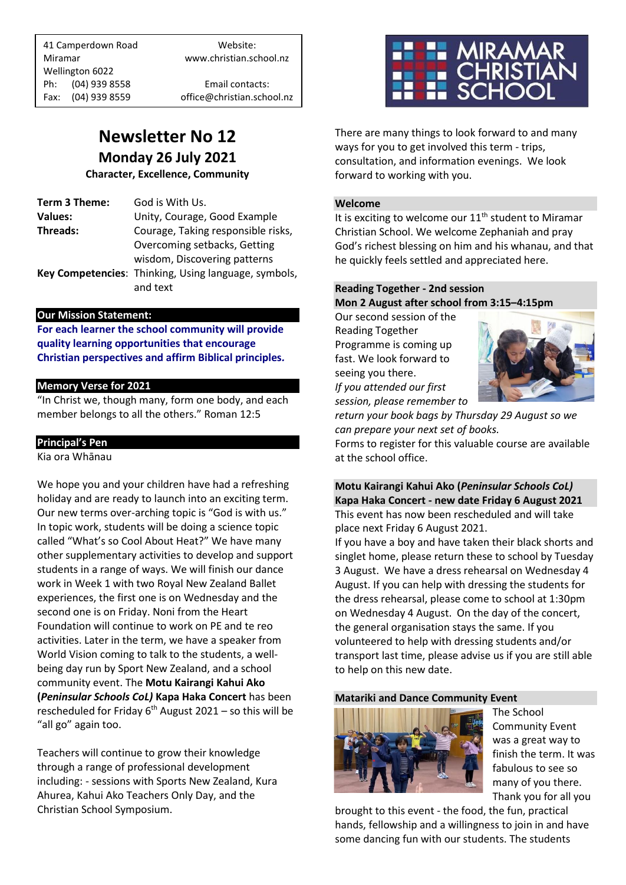41 Camperdown Road
Miramar
Wellington 6022
Ph: (04) 939 8558
Fax: (04) 939 8559

Website:
www.christian.school.nz

Email contacts:
office@christian.school.nz

MIRAMAR CHRISTIAN SCHOOL

# Newsletter No 12

## Monday 26 July 2021

**Character, Excellence, Community**

| | |
|---|---|
| **Term 3 Theme:** | God is With Us. |
| **Values:** | Unity, Courage, Good Example |
| **Threads:** | Courage, Taking responsible risks, Overcoming setbacks, Getting wisdom, Discovering patterns |
| **Key Competencies**: | Thinking, Using language, symbols, and text |

### Our Mission Statement:

**For each learner the school community will provide quality learning opportunities that encourage Christian perspectives and affirm Biblical principles.**

### Memory Verse for 2021

"In Christ we, though many, form one body, and each member belongs to all the others." Roman 12:5

### Principal's Pen

Kia ora Whānau

We hope you and your children have had a refreshing holiday and are ready to launch into an exciting term. Our new terms over-arching topic is "God is with us." In topic work, students will be doing a science topic called "What's so Cool About Heat?" We have many other supplementary activities to develop and support students in a range of ways. We will finish our dance work in Week 1 with two Royal New Zealand Ballet experiences, the first one is on Wednesday and the second one is on Friday. Noni from the Heart Foundation will continue to work on PE and te reo activities. Later in the term, we have a speaker from World Vision coming to talk to the students, a well-being day run by Sport New Zealand, and a school community event. The **Motu Kairangi Kahui Ako (*Peninsular Schools CoL)* Kapa Haka Concert** has been rescheduled for Friday 6th August 2021 – so this will be "all go" again too.

Teachers will continue to grow their knowledge through a range of professional development including: - sessions with Sports New Zealand, Kura Ahurea, Kahui Ako Teachers Only Day, and the Christian School Symposium.

There are many things to look forward to and many ways for you to get involved this term - trips, consultation, and information evenings. We look forward to working with you.

### Welcome

It is exciting to welcome our 11th student to Miramar Christian School. We welcome Zephaniah and pray God's richest blessing on him and his whanau, and that he quickly feels settled and appreciated here.

### Reading Together - 2nd session
### Mon 2 August after school from 3:15–4:15pm

Our second session of the Reading Together Programme is coming up fast. We look forward to seeing you there.

*If you attended our first session, please remember to return your book bags by Thursday 29 August so we can prepare your next set of books.*

Forms to register for this valuable course are available at the school office.

### Motu Kairangi Kahui Ako (*Peninsular Schools CoL)*
### Kapa Haka Concert - new date Friday 6 August 2021

This event has now been rescheduled and will take place next Friday 6 August 2021.

If you have a boy and have taken their black shorts and singlet home, please return these to school by Tuesday 3 August. We have a dress rehearsal on Wednesday 4 August. If you can help with dressing the students for the dress rehearsal, please come to school at 1:30pm on Wednesday 4 August. On the day of the concert, the general organisation stays the same. If you volunteered to help with dressing students and/or transport last time, please advise us if you are still able to help on this new date.

### Matariki and Dance Community Event

The School Community Event was a great way to finish the term. It was fabulous to see so many of you there. Thank you for all you brought to this event - the food, the fun, practical hands, fellowship and a willingness to join in and have some dancing fun with our students. The students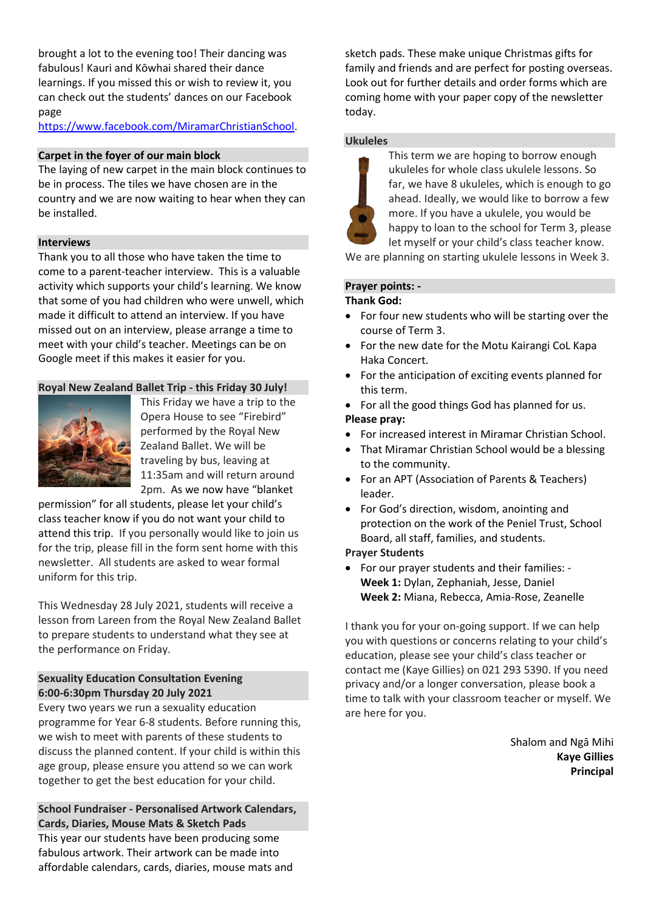brought a lot to the evening too! Their dancing was fabulous! Kauri and Kōwhai shared their dance learnings. If you missed this or wish to review it, you can check out the students' dances on our Facebook page https://www.facebook.com/MiramarChristianSchool.

### Carpet in the foyer of our main block

The laying of new carpet in the main block continues to be in process. The tiles we have chosen are in the country and we are now waiting to hear when they can be installed.

### Interviews

Thank you to all those who have taken the time to come to a parent-teacher interview. This is a valuable activity which supports your child's learning. We know that some of you had children who were unwell, which made it difficult to attend an interview. If you have missed out on an interview, please arrange a time to meet with your child's teacher. Meetings can be on Google meet if this makes it easier for you.

### Royal New Zealand Ballet Trip - this Friday 30 July!

This Friday we have a trip to the Opera House to see "Firebird" performed by the Royal New Zealand Ballet. We will be traveling by bus, leaving at 11:35am and will return around 2pm. As we now have "blanket permission" for all students, please let your child's class teacher know if you do not want your child to attend this trip. If you personally would like to join us for the trip, please fill in the form sent home with this newsletter. All students are asked to wear formal uniform for this trip.

This Wednesday 28 July 2021, students will receive a lesson from Lareen from the Royal New Zealand Ballet to prepare students to understand what they see at the performance on Friday.

### Sexuality Education Consultation Evening 6:00-6:30pm Thursday 20 July 2021

Every two years we run a sexuality education programme for Year 6-8 students. Before running this, we wish to meet with parents of these students to discuss the planned content. If your child is within this age group, please ensure you attend so we can work together to get the best education for your child.

### School Fundraiser - Personalised Artwork Calendars, Cards, Diaries, Mouse Mats & Sketch Pads

This year our students have been producing some fabulous artwork. Their artwork can be made into affordable calendars, cards, diaries, mouse mats and sketch pads. These make unique Christmas gifts for family and friends and are perfect for posting overseas. Look out for further details and order forms which are coming home with your paper copy of the newsletter today.

### Ukuleles

This term we are hoping to borrow enough ukuleles for whole class ukulele lessons. So far, we have 8 ukuleles, which is enough to go ahead. Ideally, we would like to borrow a few more. If you have a ukulele, you would be happy to loan to the school for Term 3, please let myself or your child's class teacher know. We are planning on starting ukulele lessons in Week 3.

### Prayer points: -

**Thank God:**

- For four new students who will be starting over the course of Term 3.
- For the new date for the Motu Kairangi CoL Kapa Haka Concert.
- For the anticipation of exciting events planned for this term.
- For all the good things God has planned for us.

**Please pray:**

- For increased interest in Miramar Christian School.
- That Miramar Christian School would be a blessing to the community.
- For an APT (Association of Parents & Teachers) leader.
- For God's direction, wisdom, anointing and protection on the work of the Peniel Trust, School Board, all staff, families, and students.

**Prayer Students**

- For our prayer students and their families: -
  **Week 1:** Dylan, Zephaniah, Jesse, Daniel
  **Week 2:** Miana, Rebecca, Amia-Rose, Zeanelle

I thank you for your on-going support. If we can help you with questions or concerns relating to your child's education, please see your child's class teacher or contact me (Kaye Gillies) on 021 293 5390. If you need privacy and/or a longer conversation, please book a time to talk with your classroom teacher or myself. We are here for you.

Shalom and Ngā Mihi
**Kaye Gillies**
**Principal**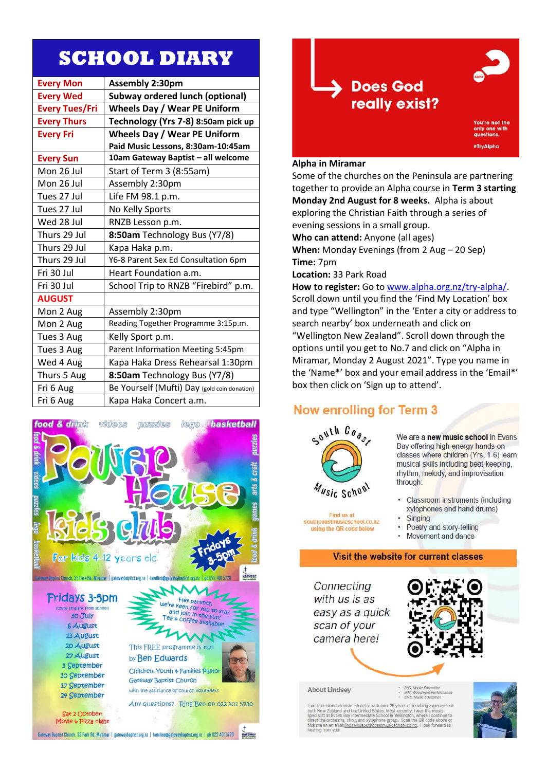# SCHOOL DIARY

| | |
|---|---|
| **Every Mon** | **Assembly 2:30pm** |
| **Every Wed** | **Subway ordered lunch (optional)** |
| **Every Tues/Fri** | **Wheels Day / Wear PE Uniform** |
| **Every Thurs** | **Technology (Yrs 7-8) 8:50am pick up** |
| **Every Fri** | **Wheels Day / Wear PE Uniform**<br>**Paid Music Lessons, 8:30am-10:45am** |
| **Every Sun** | **10am Gateway Baptist – all welcome** |
| Mon 26 Jul | Start of Term 3 (8:55am) |
| Mon 26 Jul | Assembly 2:30pm |
| Tues 27 Jul | Life FM 98.1 p.m. |
| Tues 27 Jul | No Kelly Sports |
| Wed 28 Jul | RNZB Lesson p.m. |
| Thurs 29 Jul | **8:50am** Technology Bus (Y7/8) |
| Thurs 29 Jul | Kapa Haka p.m. |
| Thurs 29 Jul | Y6-8 Parent Sex Ed Consultation 6pm |
| Fri 30 Jul | Heart Foundation a.m. |
| Fri 30 Jul | School Trip to RNZB "Firebird" p.m. |
| **AUGUST** | |
| Mon 2 Aug | Assembly 2:30pm |
| Mon 2 Aug | Reading Together Programme 3:15p.m. |
| Tues 3 Aug | Kelly Sport p.m. |
| Tues 3 Aug | Parent Information Meeting 5:45pm |
| Wed 4 Aug | Kapa Haka Dress Rehearsal 1:30pm |
| Thurs 5 Aug | **8:50am** Technology Bus (Y7/8) |
| Fri 6 Aug | Be Yourself (Mufti) Day (gold coin donation) |
| Fri 6 Aug | Kapa Haka Concert a.m. |

# Power House Kids Club

food & drink · videos · puzzles · lego · basketball · arts & craft · games

For kids 4-12 years old — Fridays 3-5pm

Gateway Baptist Church, 33 Park Rd, Miramar | gatewaybaptist.org.nz | families@gatewaybaptist.org.nz | ph 022 401 5720

**Fridays 3-5pm** (come straight from school)

- 30 July
- 6 August
- 13 August
- 20 August
- 27 August
- 3 September
- 10 September
- 17 September
- 24 September

Sat 2 October: Movie + Pizza night

Hey parents, we're keen for you to stay and join in the fun! Tea + coffee available!

This FREE programme is run by Ben Edwards, Children, Youth + Families Pastor, Gateway Baptist Church, with the assistance of church volunteers

Any questions? Ring Ben on 022 401 5720

Gateway Baptist Church, 33 Park Rd, Miramar | gatewaybaptist.org.nz | families@gatewaybaptist.org.nz | ph 022 401 5720

## Does God really exist?

You're not the only one with questions. #TryAlpha

**Alpha in Miramar**

Some of the churches on the Peninsula are partnering together to provide an Alpha course in **Term 3 starting Monday 2nd August for 8 weeks.** Alpha is about exploring the Christian Faith through a series of evening sessions in a small group.

**Who can attend:** Anyone (all ages)

**When:** Monday Evenings (from 2 Aug – 20 Sep)

**Time:** 7pm

**Location:** 33 Park Road

**How to register:** Go to www.alpha.org.nz/try-alpha/. Scroll down until you find the 'Find My Location' box and type "Wellington" in the 'Enter a city or address to search nearby' box underneath and click on "Wellington New Zealand". Scroll down through the options until you get to No.7 and click on "Alpha in Miramar, Monday 2 August 2021". Type you name in the 'Name*' box and your email address in the 'Email*' box then click on 'Sign up to attend'.

## Now enrolling for Term 3

South Coast Music School

Find us at southcoastmusicschool.co.nz using the QR code below

We are a **new music school** in Evans Bay offering high-energy hands-on classes where children (Yrs. 1-6) learn musical skills including beat-keeping, rhythm, melody, and improvisation through:

- Classroom instruments (including xylophones and hand drums)
- Singing
- Poetry and story-telling
- Movement and dance

**Visit the website for current classes**

Connecting with us is as easy as a quick scan of your camera here!

**About Lindsey**

- PhD, Music Education
- MM, Woodwind Performance
- BME, Music Education

I am a passionate music educator with over 25 years of teaching experience in both New Zealand and the United States. Most recently, I was the music specialist at Evans Bay Intermediate School in Wellington, where I continue to direct the orchestra, choir, and xylophone group. Scan the QR code above or flick me an email at lindsey@southcoastmusicschool.co.nz. I look forward to hearing from you!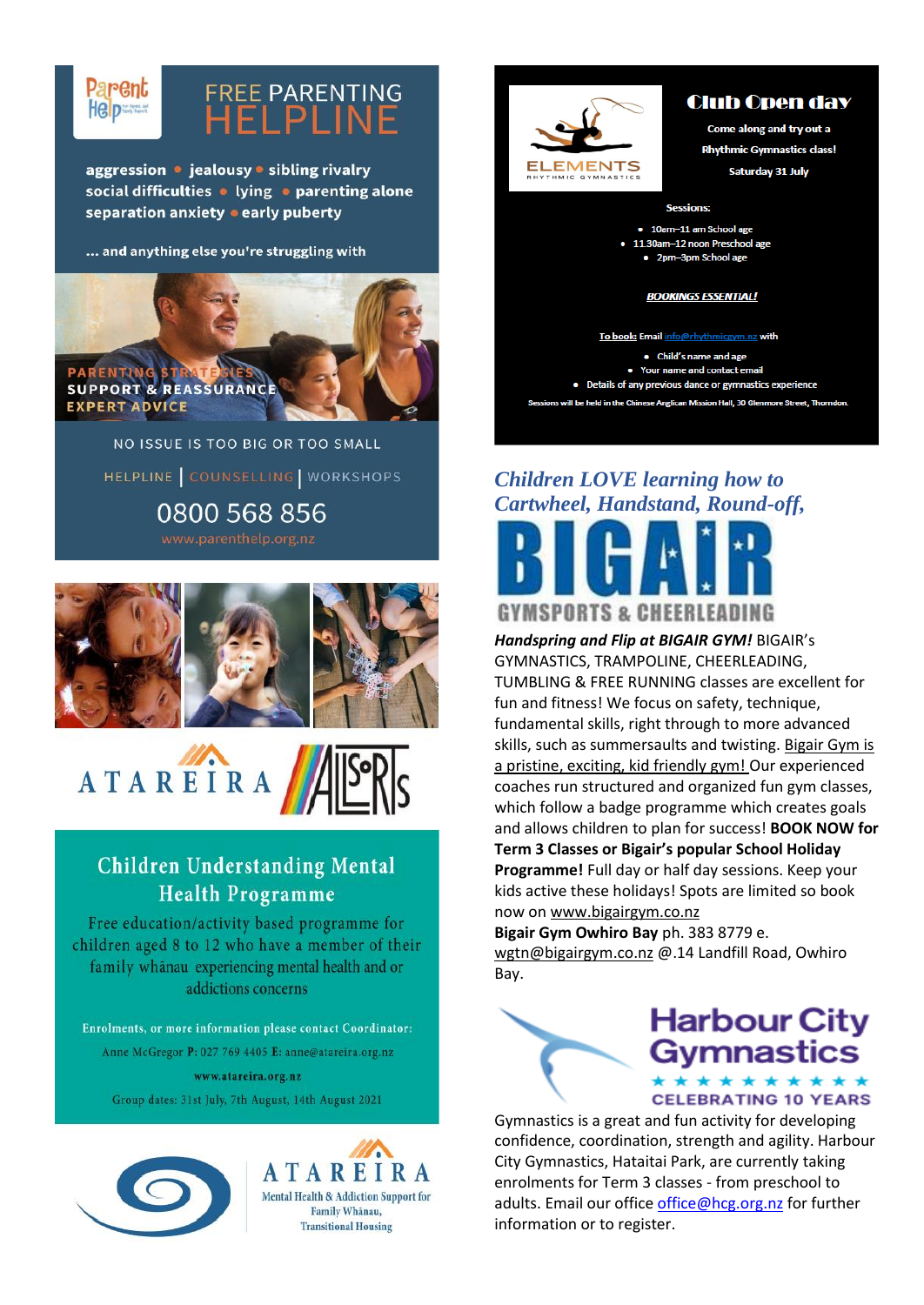## FREE PARENTING HELPLINE

Parent Help

**aggression • jealousy • sibling rivalry**
**social difficulties • lying • parenting alone**
**separation anxiety • early puberty**

**... and anything else you're struggling with**

PARENTING STRATEGIES
SUPPORT & REASSURANCE
EXPERT ADVICE

NO ISSUE IS TOO BIG OR TOO SMALL

HELPLINE | COUNSELLING | WORKSHOPS

0800 568 856

www.parenthelp.org.nz

ATAREIRA ALLSORTS

## Children Understanding Mental Health Programme

Free education/activity based programme for children aged 8 to 12 who have a member of their family whānau experiencing mental health and or addictions concerns

Enrolments, or more information please contact Coordinator:

Anne McGregor **P:** 027 769 4405 **E:** anne@atareira.org.nz

**www.atareira.org.nz**

Group dates: 31st July, 7th August, 14th August 2021

ATAREIRA
Mental Health & Addiction Support for Family Whānau, Transitional Housing

ELEMENTS RHYTHMIC GYMNASTICS

## Club Open day

**Come along and try out a Rhythmic Gymnastics class!**

**Saturday 31 July**

**Sessions:**

- 10am–11 am School age
- 11.30am–12 noon Preschool age
- 2pm–3pm School age

***BOOKINGS ESSENTIAL!***

**To book:** Email info@rhythmicgym.nz with

- Child's name and age
- Your name and contact email
- Details of any previous dance or gymnastics experience

Sessions will be held in the Chinese Anglican Mission Hall, 30 Glenmore Street, Thorndon.

***Children LOVE learning how to Cartwheel, Handstand, Round-off,***

BIGAIR GYMSPORTS & CHEERLEADING

***Handspring and Flip at BIGAIR GYM!*** BIGAIR's GYMNASTICS, TRAMPOLINE, CHEERLEADING, TUMBLING & FREE RUNNING classes are excellent for fun and fitness! We focus on safety, technique, fundamental skills, right through to more advanced skills, such as summersaults and twisting. Bigair Gym is a pristine, exciting, kid friendly gym! Our experienced coaches run structured and organized fun gym classes, which follow a badge programme which creates goals and allows children to plan for success! **BOOK NOW for Term 3 Classes or Bigair's popular School Holiday Programme!** Full day or half day sessions. Keep your kids active these holidays! Spots are limited so book now on www.bigairgym.co.nz

**Bigair Gym Owhiro Bay** ph. 383 8779 e. wgtn@bigairgym.co.nz @.14 Landfill Road, Owhiro Bay.

Harbour City Gymnastics
CELEBRATING 10 YEARS

Gymnastics is a great and fun activity for developing confidence, coordination, strength and agility. Harbour City Gymnastics, Hataitai Park, are currently taking enrolments for Term 3 classes - from preschool to adults. Email our office office@hcg.org.nz for further information or to register.